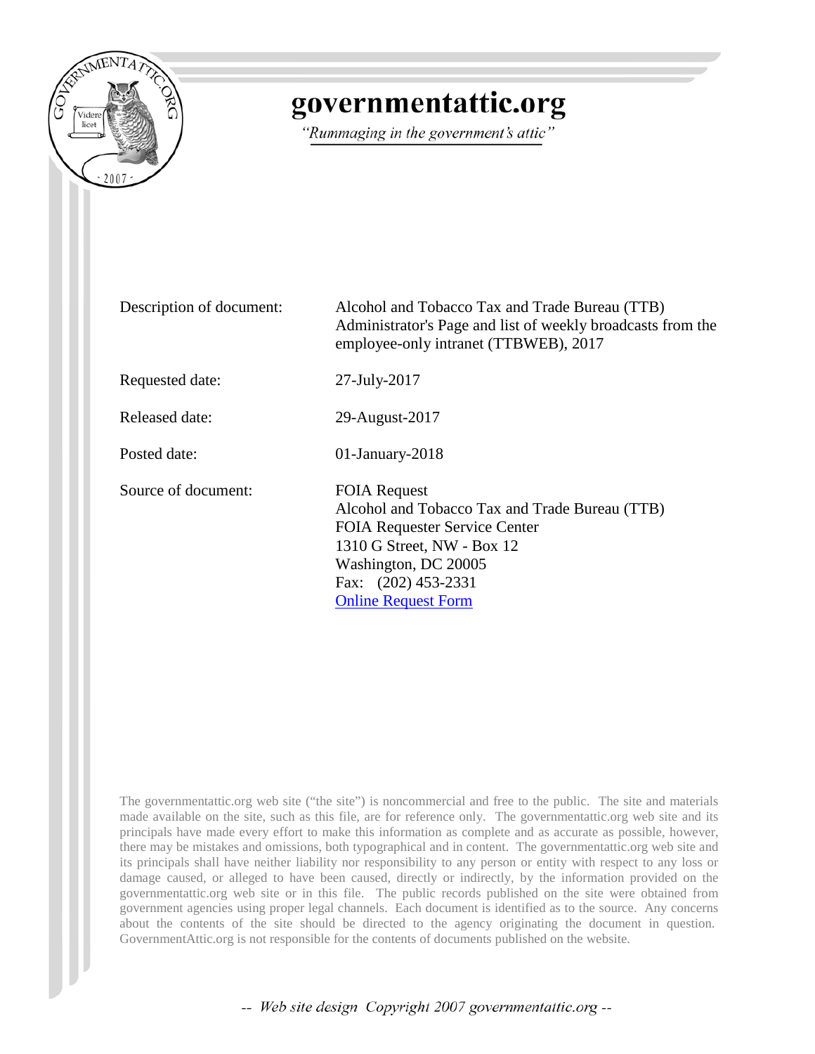# governmentattic.org

*"Rummaging in the government's attic"*

| | |
|---|---|
| Description of document: | Alcohol and Tobacco Tax and Trade Bureau (TTB) Administrator's Page and list of weekly broadcasts from the employee-only intranet (TTBWEB), 2017 |
| Requested date: | 27-July-2017 |
| Released date: | 29-August-2017 |
| Posted date: | 01-January-2018 |
| Source of document: | FOIA Request<br>Alcohol and Tobacco Tax and Trade Bureau (TTB)<br>FOIA Requester Service Center<br>1310 G Street, NW - Box 12<br>Washington, DC 20005<br>Fax: (202) 453-2331<br>Online Request Form |

The governmentattic.org web site ("the site") is noncommercial and free to the public. The site and materials made available on the site, such as this file, are for reference only. The governmentattic.org web site and its principals have made every effort to make this information as complete and as accurate as possible, however, there may be mistakes and omissions, both typographical and in content. The governmentattic.org web site and its principals shall have neither liability nor responsibility to any person or entity with respect to any loss or damage caused, or alleged to have been caused, directly or indirectly, by the information provided on the governmentattic.org web site or in this file. The public records published on the site were obtained from government agencies using proper legal channels. Each document is identified as to the source. Any concerns about the contents of the site should be directed to the agency originating the document in question. GovernmentAttic.org is not responsible for the contents of documents published on the website.

-- Web site design Copyright 2007 governmentattic.org --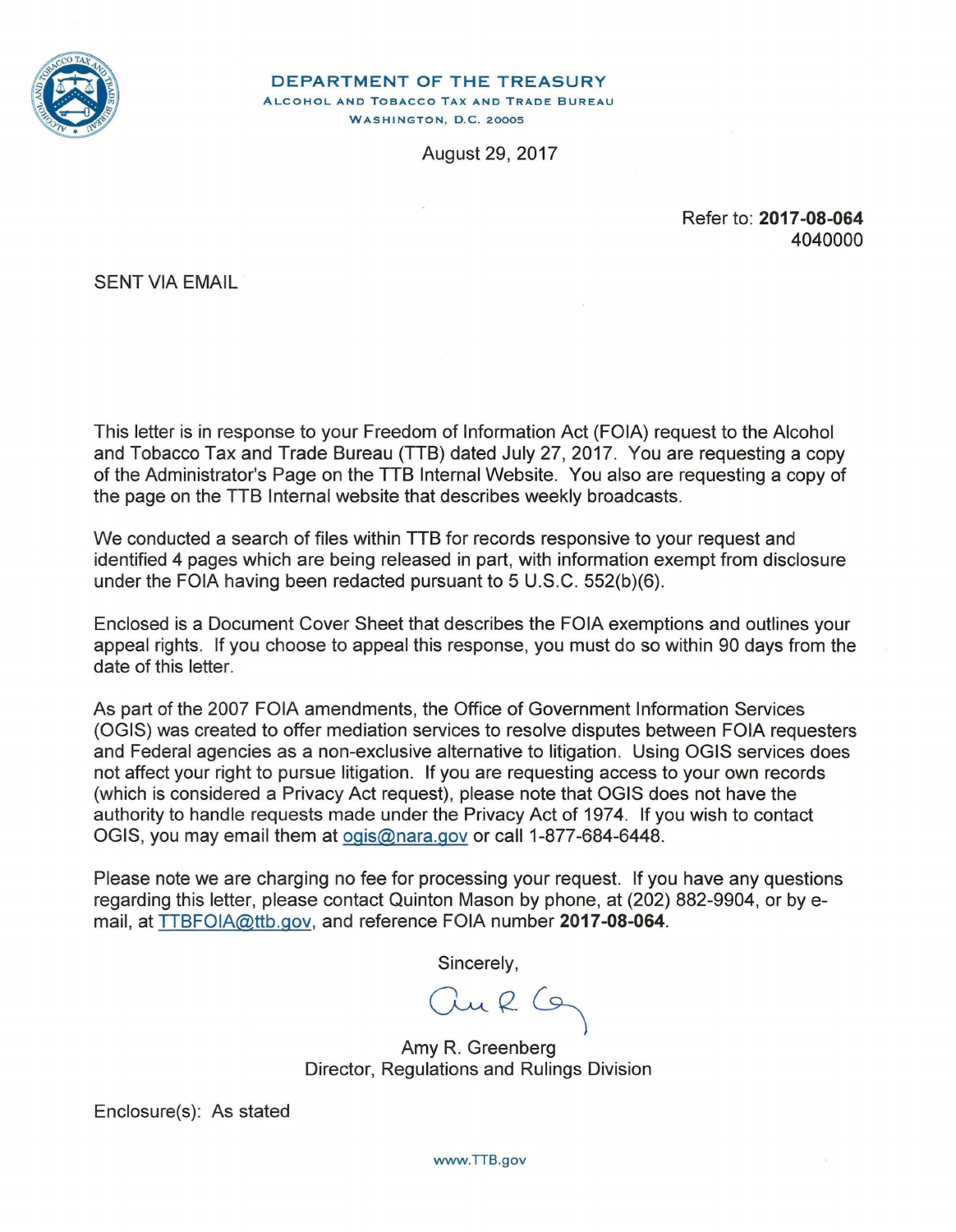**DEPARTMENT OF THE TREASURY**
ALCOHOL AND TOBACCO TAX AND TRADE BUREAU
WASHINGTON, D.C. 20005

August 29, 2017

Refer to: **2017-08-064**
4040000

SENT VIA EMAIL

This letter is in response to your Freedom of Information Act (FOIA) request to the Alcohol and Tobacco Tax and Trade Bureau (TTB) dated July 27, 2017. You are requesting a copy of the Administrator's Page on the TTB Internal Website. You also are requesting a copy of the page on the TTB Internal website that describes weekly broadcasts.

We conducted a search of files within TTB for records responsive to your request and identified 4 pages which are being released in part, with information exempt from disclosure under the FOIA having been redacted pursuant to 5 U.S.C. 552(b)(6).

Enclosed is a Document Cover Sheet that describes the FOIA exemptions and outlines your appeal rights. If you choose to appeal this response, you must do so within 90 days from the date of this letter.

As part of the 2007 FOIA amendments, the Office of Government Information Services (OGIS) was created to offer mediation services to resolve disputes between FOIA requesters and Federal agencies as a non-exclusive alternative to litigation. Using OGIS services does not affect your right to pursue litigation. If you are requesting access to your own records (which is considered a Privacy Act request), please note that OGIS does not have the authority to handle requests made under the Privacy Act of 1974. If you wish to contact OGIS, you may email them at ogis@nara.gov or call 1-877-684-6448.

Please note we are charging no fee for processing your request. If you have any questions regarding this letter, please contact Quinton Mason by phone, at (202) 882-9904, or by e-mail, at TTBFOIA@ttb.gov, and reference FOIA number **2017-08-064**.

Sincerely,

Amy R. Greenberg
Director, Regulations and Rulings Division

Enclosure(s): As stated

www.TTB.gov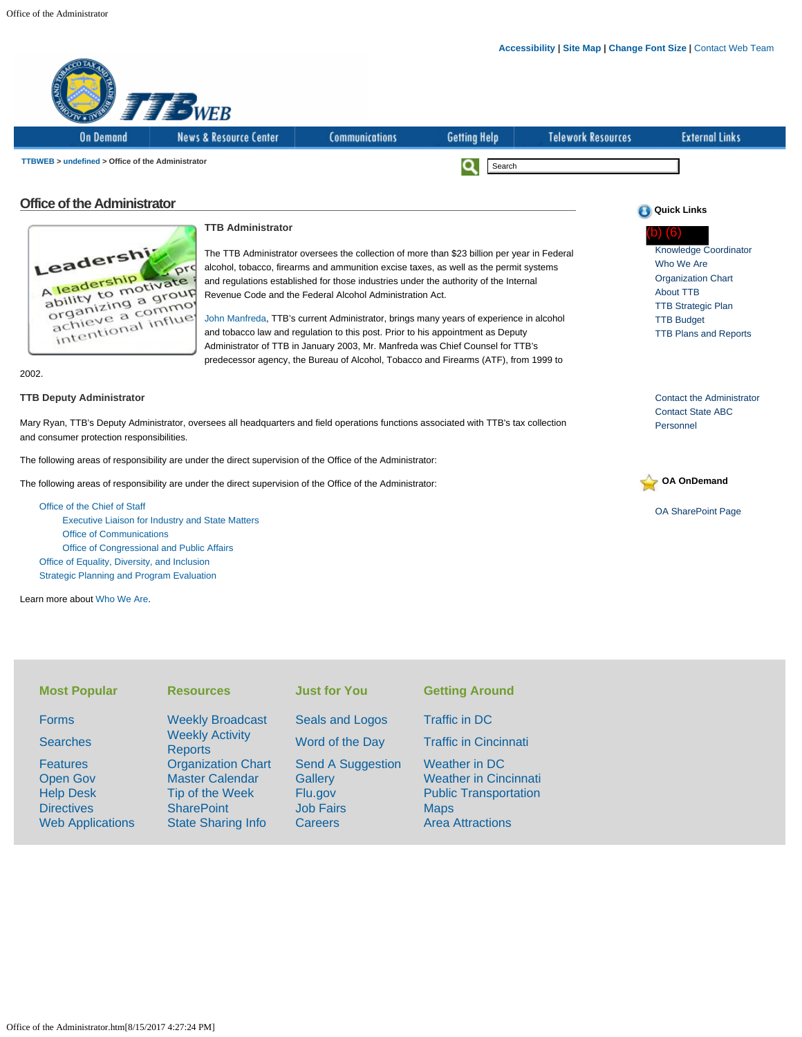Accessibility | Site Map | Change Font Size | Contact Web Team

On Demand | News & Resource Center | Communications | Getting Help | Telework Resources | External Links

TTBWEB > undefined > Office of the Administrator

Search

# Office of the Administrator

**TTB Administrator**

The TTB Administrator oversees the collection of more than $23 billion per year in Federal alcohol, tobacco, firearms and ammunition excise taxes, as well as the permit systems and regulations established for those industries under the authority of the Internal Revenue Code and the Federal Alcohol Administration Act.

John Manfreda, TTB's current Administrator, brings many years of experience in alcohol and tobacco law and regulation to this post. Prior to his appointment as Deputy Administrator of TTB in January 2003, Mr. Manfreda was Chief Counsel for TTB's predecessor agency, the Bureau of Alcohol, Tobacco and Firearms (ATF), from 1999 to 2002.

**TTB Deputy Administrator**

Mary Ryan, TTB's Deputy Administrator, oversees all headquarters and field operations functions associated with TTB's tax collection and consumer protection responsibilities.

The following areas of responsibility are under the direct supervision of the Office of the Administrator:

The following areas of responsibility are under the direct supervision of the Office of the Administrator:

- Office of the Chief of Staff
  - Executive Liaison for Industry and State Matters
  - Office of Communications
  - Office of Congressional and Public Affairs
- Office of Equality, Diversity, and Inclusion
- Strategic Planning and Program Evaluation

Learn more about Who We Are.

**Quick Links**

(b) (6)
Knowledge Coordinator
Who We Are
Organization Chart
About TTB
TTB Strategic Plan
TTB Budget
TTB Plans and Reports

Contact the Administrator
Contact State ABC
Personnel

**OA OnDemand**

OA SharePoint Page

| Most Popular | Resources | Just for You | Getting Around |
|---|---|---|---|
| Forms | Weekly Broadcast | Seals and Logos | Traffic in DC |
| Searches | Weekly Activity Reports | Word of the Day | Traffic in Cincinnati |
| Features | Organization Chart | Send A Suggestion | Weather in DC |
| Open Gov | Master Calendar | Gallery | Weather in Cincinnati |
| Help Desk | Tip of the Week | Flu.gov | Public Transportation |
| Directives | SharePoint | Job Fairs | Maps |
| Web Applications | State Sharing Info | Careers | Area Attractions |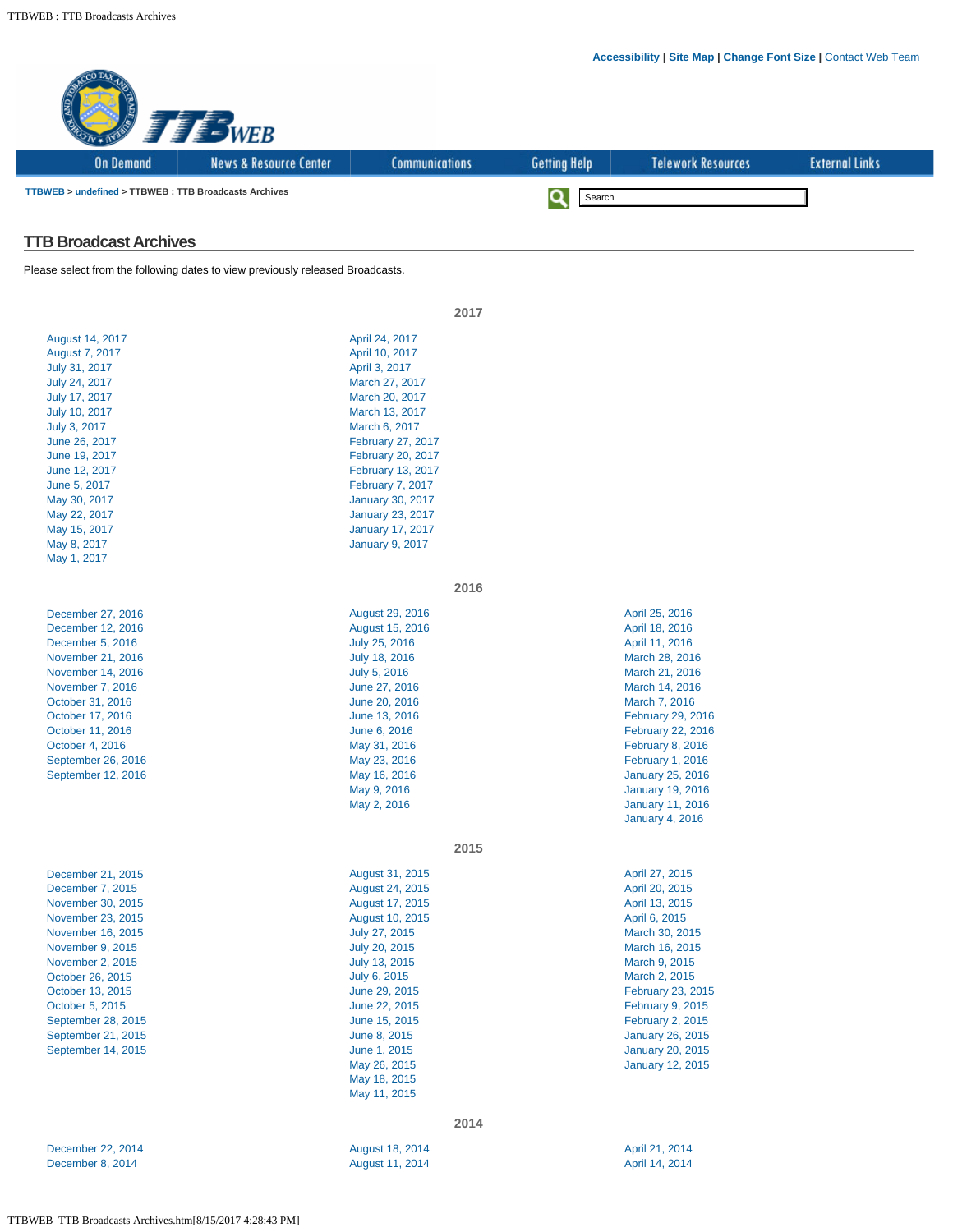Accessibility | Site Map | Change Font Size | Contact Web Team

On Demand | News & Resource Center | Communications | Getting Help | Telework Resources | External Links

TTBWEB > undefined > TTBWEB : TTB Broadcasts Archives

Search

## TTB Broadcast Archives

Please select from the following dates to view previously released Broadcasts.

### 2017

August 14, 2017
August 7, 2017
July 31, 2017
July 24, 2017
July 17, 2017
July 10, 2017
July 3, 2017
June 26, 2017
June 19, 2017
June 12, 2017
June 5, 2017
May 30, 2017
May 22, 2017
May 15, 2017
May 8, 2017
May 1, 2017

April 24, 2017
April 10, 2017
April 3, 2017
March 27, 2017
March 20, 2017
March 13, 2017
March 6, 2017
February 27, 2017
February 20, 2017
February 13, 2017
February 7, 2017
January 30, 2017
January 23, 2017
January 17, 2017
January 9, 2017

### 2016

December 27, 2016
December 12, 2016
December 5, 2016
November 21, 2016
November 14, 2016
November 7, 2016
October 31, 2016
October 17, 2016
October 11, 2016
October 4, 2016
September 26, 2016
September 12, 2016

August 29, 2016
August 15, 2016
July 25, 2016
July 18, 2016
July 5, 2016
June 27, 2016
June 20, 2016
June 13, 2016
June 6, 2016
May 31, 2016
May 23, 2016
May 16, 2016
May 9, 2016
May 2, 2016

April 25, 2016
April 18, 2016
April 11, 2016
March 28, 2016
March 21, 2016
March 14, 2016
March 7, 2016
February 29, 2016
February 22, 2016
February 8, 2016
February 1, 2016
January 25, 2016
January 19, 2016
January 11, 2016
January 4, 2016

### 2015

December 21, 2015
December 7, 2015
November 30, 2015
November 23, 2015
November 16, 2015
November 9, 2015
November 2, 2015
October 26, 2015
October 13, 2015
October 5, 2015
September 28, 2015
September 21, 2015
September 14, 2015

August 31, 2015
August 24, 2015
August 17, 2015
August 10, 2015
July 27, 2015
July 20, 2015
July 13, 2015
July 6, 2015
June 29, 2015
June 22, 2015
June 15, 2015
June 8, 2015
June 1, 2015
May 26, 2015
May 18, 2015
May 11, 2015

April 27, 2015
April 20, 2015
April 13, 2015
April 6, 2015
March 30, 2015
March 16, 2015
March 9, 2015
March 2, 2015
February 23, 2015
February 9, 2015
February 2, 2015
January 26, 2015
January 20, 2015
January 12, 2015

### 2014

December 22, 2014
December 8, 2014

August 18, 2014
August 11, 2014

April 21, 2014
April 14, 2014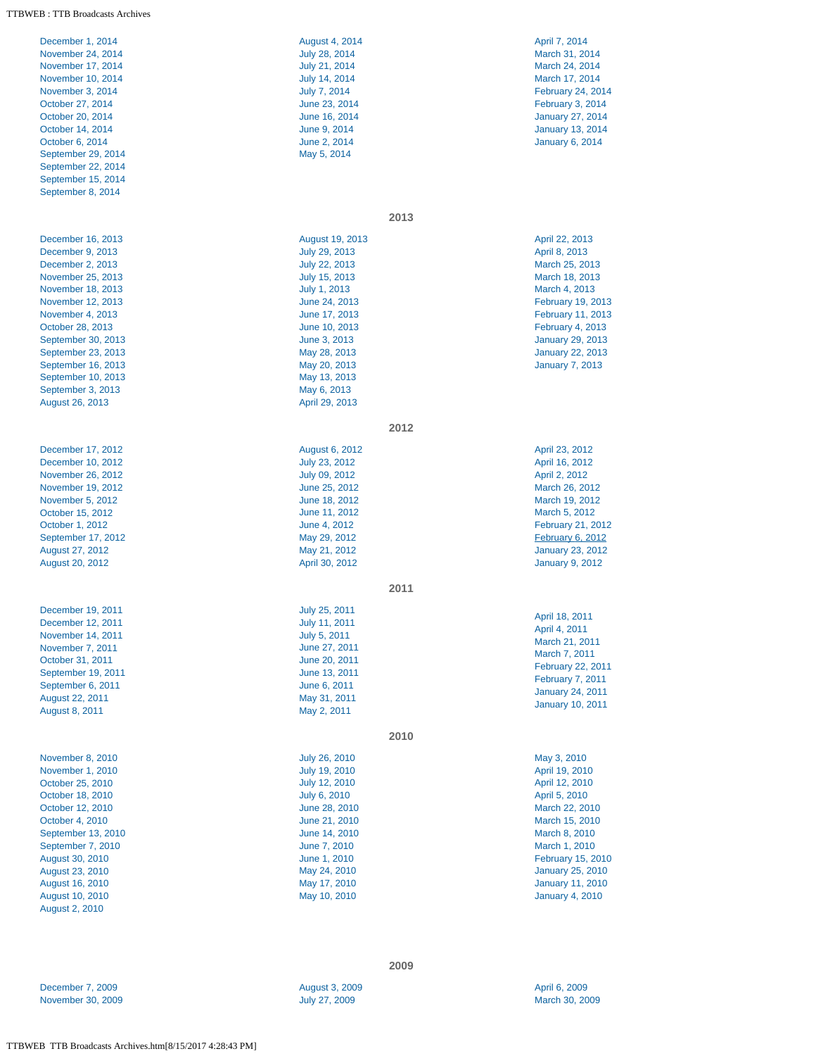December 1, 2014
November 24, 2014
November 17, 2014
November 10, 2014
November 3, 2014
October 27, 2014
October 20, 2014
October 14, 2014
October 6, 2014
September 29, 2014
September 22, 2014
September 15, 2014
September 8, 2014

August 4, 2014
July 28, 2014
July 21, 2014
July 14, 2014
July 7, 2014
June 23, 2014
June 16, 2014
June 9, 2014
June 2, 2014
May 5, 2014

April 7, 2014
March 31, 2014
March 24, 2014
March 17, 2014
February 24, 2014
February 3, 2014
January 27, 2014
January 13, 2014
January 6, 2014

## 2013

December 16, 2013
December 9, 2013
December 2, 2013
November 25, 2013
November 18, 2013
November 12, 2013
November 4, 2013
October 28, 2013
September 30, 2013
September 23, 2013
September 16, 2013
September 10, 2013
September 3, 2013
August 26, 2013

August 19, 2013
July 29, 2013
July 22, 2013
July 15, 2013
July 1, 2013
June 24, 2013
June 17, 2013
June 10, 2013
June 3, 2013
May 28, 2013
May 20, 2013
May 13, 2013
May 6, 2013
April 29, 2013

April 22, 2013
April 8, 2013
March 25, 2013
March 18, 2013
March 4, 2013
February 19, 2013
February 11, 2013
February 4, 2013
January 29, 2013
January 22, 2013
January 7, 2013

## 2012

December 17, 2012
December 10, 2012
November 26, 2012
November 19, 2012
November 5, 2012
October 15, 2012
October 1, 2012
September 17, 2012
August 27, 2012
August 20, 2012

August 6, 2012
July 23, 2012
July 09, 2012
June 25, 2012
June 18, 2012
June 11, 2012
June 4, 2012
May 29, 2012
May 21, 2012
April 30, 2012

April 23, 2012
April 16, 2012
April 2, 2012
March 26, 2012
March 19, 2012
March 5, 2012
February 21, 2012
February 6, 2012
January 23, 2012
January 9, 2012

## 2011

December 19, 2011
December 12, 2011
November 14, 2011
November 7, 2011
October 31, 2011
September 19, 2011
September 6, 2011
August 22, 2011
August 8, 2011

July 25, 2011
July 11, 2011
July 5, 2011
June 27, 2011
June 20, 2011
June 13, 2011
June 6, 2011
May 31, 2011
May 2, 2011

April 18, 2011
April 4, 2011
March 21, 2011
March 7, 2011
February 22, 2011
February 7, 2011
January 24, 2011
January 10, 2011

## 2010

November 8, 2010
November 1, 2010
October 25, 2010
October 18, 2010
October 12, 2010
October 4, 2010
September 13, 2010
September 7, 2010
August 30, 2010
August 23, 2010
August 16, 2010
August 10, 2010
August 2, 2010

July 26, 2010
July 19, 2010
July 12, 2010
July 6, 2010
June 28, 2010
June 21, 2010
June 14, 2010
June 7, 2010
June 1, 2010
May 24, 2010
May 17, 2010
May 10, 2010

May 3, 2010
April 19, 2010
April 12, 2010
April 5, 2010
March 22, 2010
March 15, 2010
March 8, 2010
March 1, 2010
February 15, 2010
January 25, 2010
January 11, 2010
January 4, 2010

## 2009

December 7, 2009
November 30, 2009

August 3, 2009
July 27, 2009

April 6, 2009
March 30, 2009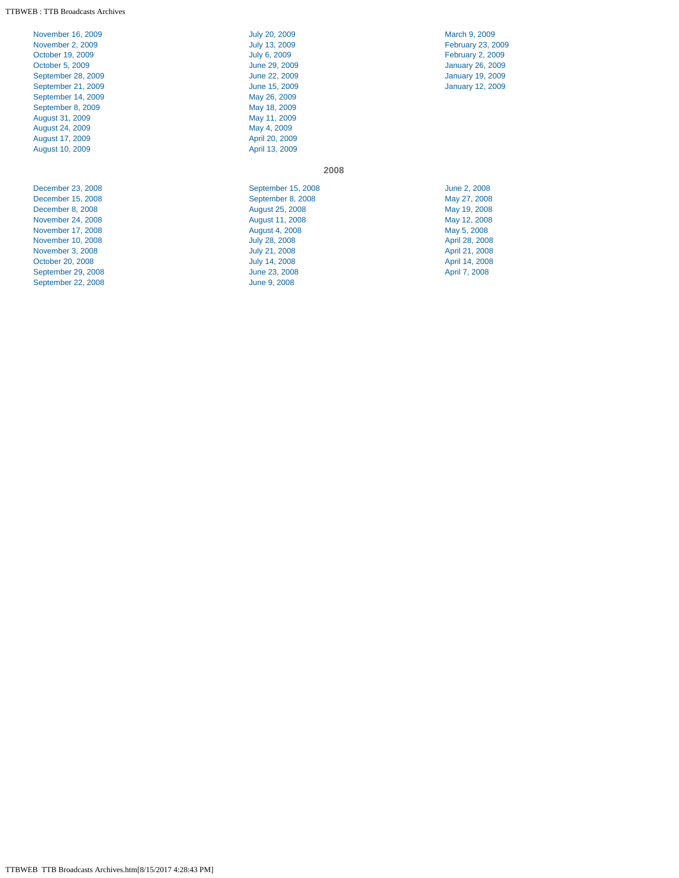November 16, 2009
November 2, 2009
October 19, 2009
October 5, 2009
September 28, 2009
September 21, 2009
September 14, 2009
September 8, 2009
August 31, 2009
August 24, 2009
August 17, 2009
August 10, 2009
July 20, 2009
July 13, 2009
July 6, 2009
June 29, 2009
June 22, 2009
June 15, 2009
May 26, 2009
May 18, 2009
May 11, 2009
May 4, 2009
April 20, 2009
April 13, 2009
March 9, 2009
February 23, 2009
February 2, 2009
January 26, 2009
January 19, 2009
January 12, 2009

## 2008

December 23, 2008
December 15, 2008
December 8, 2008
November 24, 2008
November 17, 2008
November 10, 2008
November 3, 2008
October 20, 2008
September 29, 2008
September 22, 2008
September 15, 2008
September 8, 2008
August 25, 2008
August 11, 2008
August 4, 2008
July 28, 2008
July 21, 2008
July 14, 2008
June 23, 2008
June 9, 2008
June 2, 2008
May 27, 2008
May 19, 2008
May 12, 2008
May 5, 2008
April 28, 2008
April 21, 2008
April 14, 2008
April 7, 2008